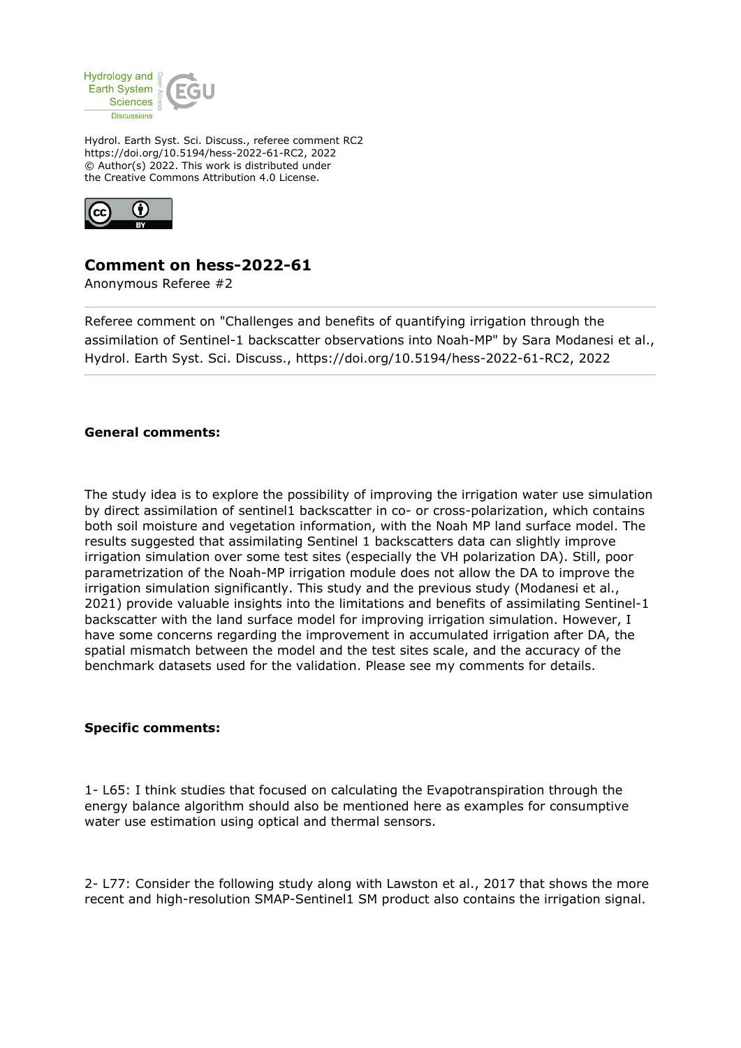Hydrol. Earth Syst. Sci. Discuss., referee comment RC2
https://doi.org/10.5194/hess-2022-61-RC2, 2022
© Author(s) 2022. This work is distributed under
the Creative Commons Attribution 4.0 License.

# Comment on hess-2022-61

Anonymous Referee #2

Referee comment on "Challenges and benefits of quantifying irrigation through the assimilation of Sentinel-1 backscatter observations into Noah-MP" by Sara Modanesi et al., Hydrol. Earth Syst. Sci. Discuss., https://doi.org/10.5194/hess-2022-61-RC2, 2022

---

**General comments:**

The study idea is to explore the possibility of improving the irrigation water use simulation by direct assimilation of sentinel1 backscatter in co- or cross-polarization, which contains both soil moisture and vegetation information, with the Noah MP land surface model. The results suggested that assimilating Sentinel 1 backscatters data can slightly improve irrigation simulation over some test sites (especially the VH polarization DA). Still, poor parametrization of the Noah-MP irrigation module does not allow the DA to improve the irrigation simulation significantly. This study and the previous study (Modanesi et al., 2021) provide valuable insights into the limitations and benefits of assimilating Sentinel-1 backscatter with the land surface model for improving irrigation simulation. However, I have some concerns regarding the improvement in accumulated irrigation after DA, the spatial mismatch between the model and the test sites scale, and the accuracy of the benchmark datasets used for the validation. Please see my comments for details.

**Specific comments:**

1- L65: I think studies that focused on calculating the Evapotranspiration through the energy balance algorithm should also be mentioned here as examples for consumptive water use estimation using optical and thermal sensors.

2- L77: Consider the following study along with Lawston et al., 2017 that shows the more recent and high-resolution SMAP-Sentinel1 SM product also contains the irrigation signal.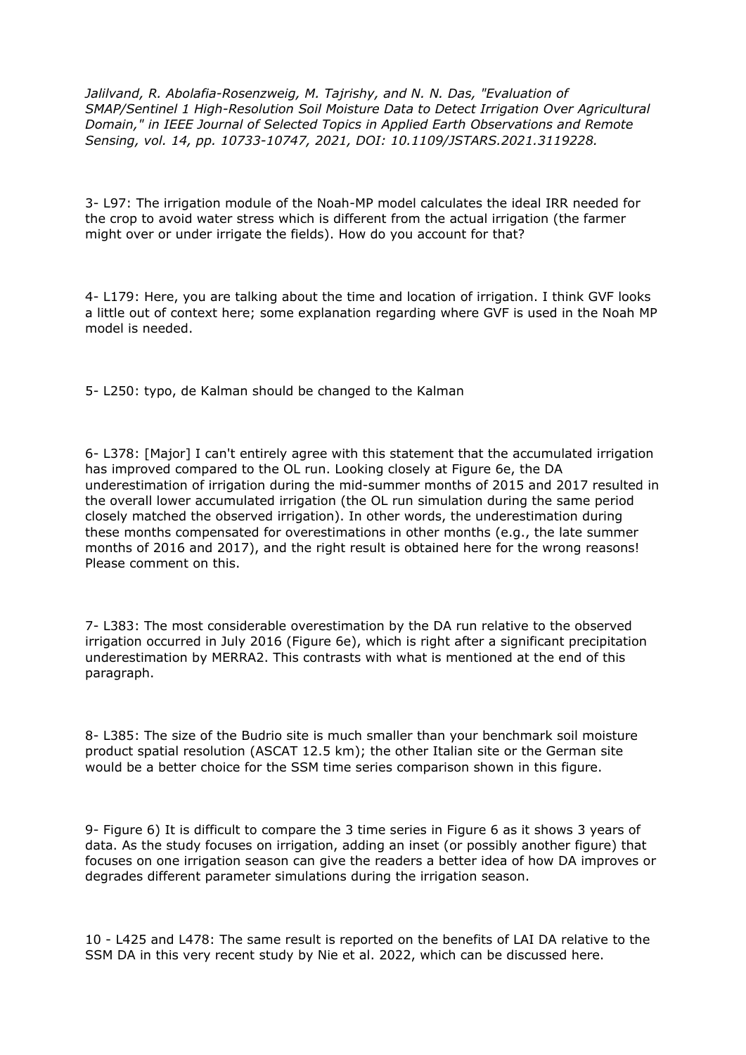*Jalilvand, R. Abolafia-Rosenzweig, M. Tajrishy, and N. N. Das, "Evaluation of SMAP/Sentinel 1 High-Resolution Soil Moisture Data to Detect Irrigation Over Agricultural Domain," in IEEE Journal of Selected Topics in Applied Earth Observations and Remote Sensing, vol. 14, pp. 10733-10747, 2021, DOI: 10.1109/JSTARS.2021.3119228.*

3- L97: The irrigation module of the Noah-MP model calculates the ideal IRR needed for the crop to avoid water stress which is different from the actual irrigation (the farmer might over or under irrigate the fields). How do you account for that?

4- L179: Here, you are talking about the time and location of irrigation. I think GVF looks a little out of context here; some explanation regarding where GVF is used in the Noah MP model is needed.

5- L250: typo, de Kalman should be changed to the Kalman

6- L378: [Major] I can't entirely agree with this statement that the accumulated irrigation has improved compared to the OL run. Looking closely at Figure 6e, the DA underestimation of irrigation during the mid-summer months of 2015 and 2017 resulted in the overall lower accumulated irrigation (the OL run simulation during the same period closely matched the observed irrigation). In other words, the underestimation during these months compensated for overestimations in other months (e.g., the late summer months of 2016 and 2017), and the right result is obtained here for the wrong reasons! Please comment on this.

7- L383: The most considerable overestimation by the DA run relative to the observed irrigation occurred in July 2016 (Figure 6e), which is right after a significant precipitation underestimation by MERRA2. This contrasts with what is mentioned at the end of this paragraph.

8- L385: The size of the Budrio site is much smaller than your benchmark soil moisture product spatial resolution (ASCAT 12.5 km); the other Italian site or the German site would be a better choice for the SSM time series comparison shown in this figure.

9- Figure 6) It is difficult to compare the 3 time series in Figure 6 as it shows 3 years of data. As the study focuses on irrigation, adding an inset (or possibly another figure) that focuses on one irrigation season can give the readers a better idea of how DA improves or degrades different parameter simulations during the irrigation season.

10 - L425 and L478: The same result is reported on the benefits of LAI DA relative to the SSM DA in this very recent study by Nie et al. 2022, which can be discussed here.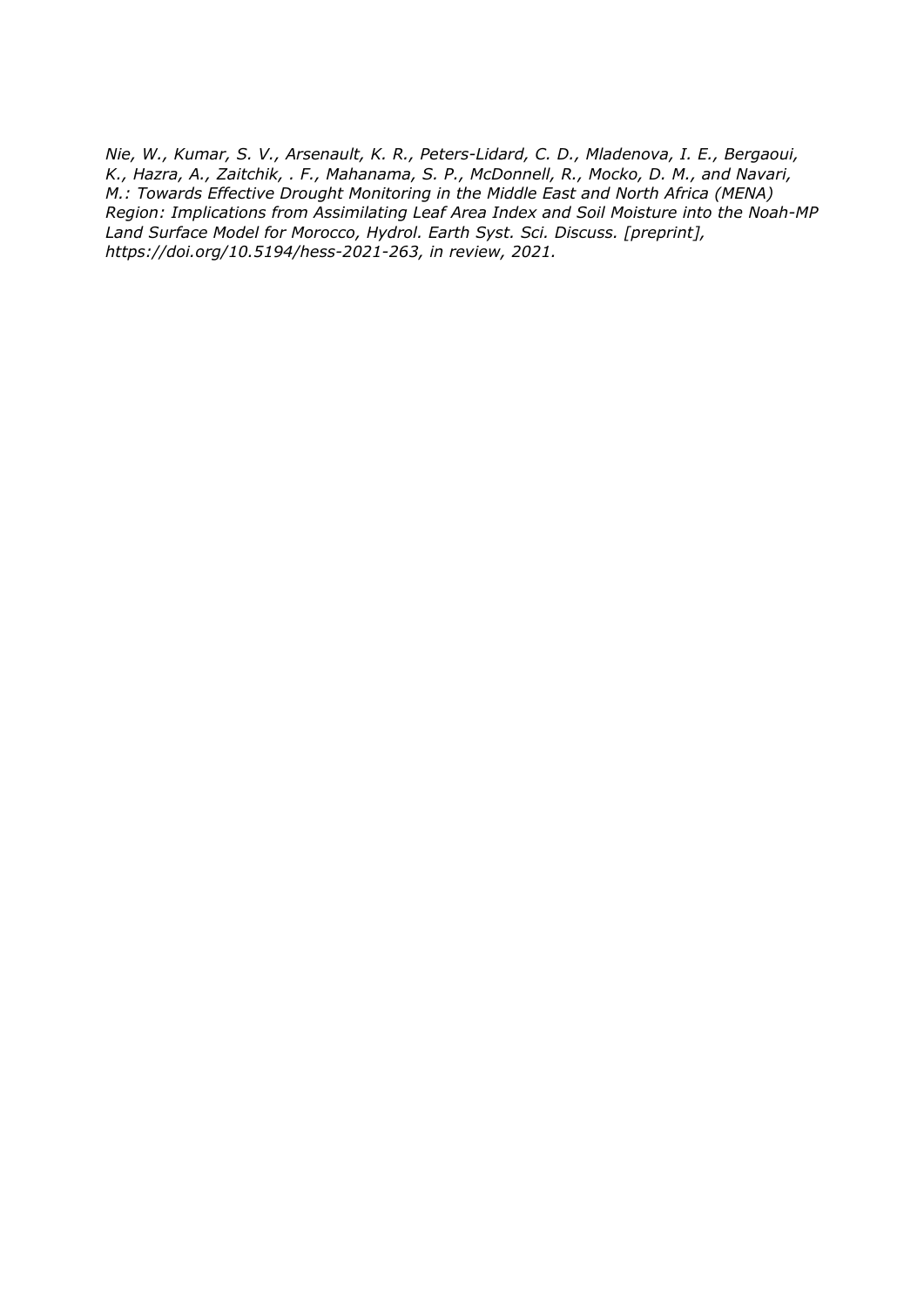*Nie, W., Kumar, S. V., Arsenault, K. R., Peters-Lidard, C. D., Mladenova, I. E., Bergaoui, K., Hazra, A., Zaitchik, . F., Mahanama, S. P., McDonnell, R., Mocko, D. M., and Navari, M.: Towards Effective Drought Monitoring in the Middle East and North Africa (MENA) Region: Implications from Assimilating Leaf Area Index and Soil Moisture into the Noah-MP Land Surface Model for Morocco, Hydrol. Earth Syst. Sci. Discuss. [preprint], https://doi.org/10.5194/hess-2021-263, in review, 2021.*